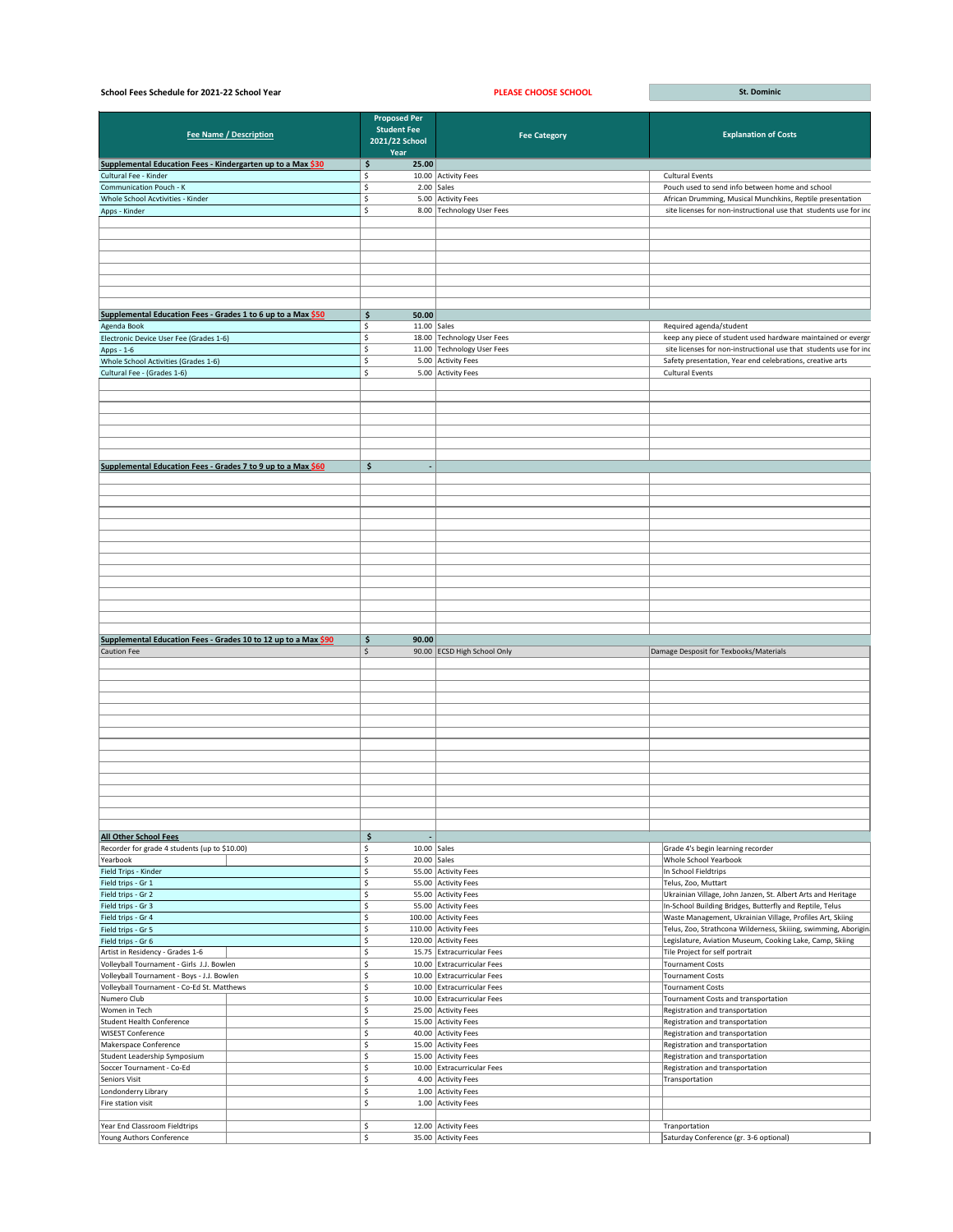School Fees Schedule for 2021-22 School Year

PLEASE CHOOSE SCHOOL | St. Dominic

| Fee Name / Description | Proposed Per Student Fee 2021/22 School Year | Fee Category | Explanation of Costs |
|---|---|---|---|
| **Supplemental Education Fees - Kindergarten up to a Max $30** | $ 25.00 | | |
| Cultural Fee - Kinder | $ 10.00 | Activity Fees | Cultural Events |
| Communication Pouch - K | $ 2.00 | Sales | Pouch used to send info between home and school |
| Whole School Acvtivities - Kinder | $ 5.00 | Activity Fees | African Drumming, Musical Munchkins, Reptile presentation |
| Apps - Kinder | $ 8.00 | Technology User Fees | site licenses for non-instructional use that students use for inc |
| **Supplemental Education Fees - Grades 1 to 6 up to a Max $50** | $ 50.00 | | |
| Agenda Book | $ 11.00 | Sales | Required agenda/student |
| Electronic Device User Fee (Grades 1-6) | $ 18.00 | Technology User Fees | keep any piece of student used hardware maintained or evergr |
| Apps - 1-6 | $ 11.00 | Technology User Fees | site licenses for non-instructional use that students use for inc |
| Whole School Activities (Grades 1-6) | $ 5.00 | Activity Fees | Safety presentation, Year end celebrations, creative arts |
| Cultural Fee - (Grades 1-6) | $ 5.00 | Activity Fees | Cultural Events |
| **Supplemental Education Fees - Grades 7 to 9 up to a Max $60** | $ - | | |
| **Supplemental Education Fees - Grades 10 to 12 up to a Max $90** | $ 90.00 | | |
| Caution Fee | $ 90.00 | ECSD High School Only | Damage Desposit for Texbooks/Materials |
| **All Other School Fees** | $ - | | |
| Recorder for grade 4 students (up to $10.00) | $ 10.00 | Sales | Grade 4's begin learning recorder |
| Yearbook | $ 20.00 | Sales | Whole School Yearbook |
| Field Trips - Kinder | $ 55.00 | Activity Fees | In School Fieldtrips |
| Field trips - Gr 1 | $ 55.00 | Activity Fees | Telus, Zoo, Muttart |
| Field trips - Gr 2 | $ 55.00 | Activity Fees | Ukrainian Village, John Janzen, St. Albert Arts and Heritage |
| Field trips - Gr 3 | $ 55.00 | Activity Fees | In-School Building Bridges, Butterfly and Reptile, Telus |
| Field trips - Gr 4 | $ 100.00 | Activity Fees | Waste Management, Ukrainian Village, Profiles Art, Skiing |
| Field trips - Gr 5 | $ 110.00 | Activity Fees | Telus, Zoo, Strathcona Wilderness, Skiing, swimming, Aborigin |
| Field trips - Gr 6 | $ 120.00 | Activity Fees | Legislature, Aviation Museum, Cooking Lake, Camp, Skiing |
| Artist in Residency - Grades 1-6 | $ 15.75 | Extracurricular Fees | Tile Project for self portrait |
| Volleyball Tournament - Girls J.J. Bowlen | $ 10.00 | Extracurricular Fees | Tournament Costs |
| Volleyball Tournament - Boys - J.J. Bowlen | $ 10.00 | Extracurricular Fees | Tournament Costs |
| Volleyball Tournament - Co-Ed St. Matthews | $ 10.00 | Extracurricular Fees | Tournament Costs |
| Numero Club | $ 10.00 | Extracurricular Fees | Tournament Costs and transportation |
| Women in Tech | $ 25.00 | Activity Fees | Registration and transportation |
| Student Health Conference | $ 15.00 | Activity Fees | Registration and transportation |
| WISEST Conference | $ 40.00 | Activity Fees | Registration and transportation |
| Makerspace Conference | $ 15.00 | Activity Fees | Registration and transportation |
| Student Leadership Symposium | $ 15.00 | Activity Fees | Registration and transportation |
| Soccer Tournament - Co-Ed | $ 10.00 | Extracurricular Fees | Registration and transportation |
| Seniors Visit | $ 4.00 | Activity Fees | Transportation |
| Londonderry Library | $ 1.00 | Activity Fees | |
| Fire station visit | $ 1.00 | Activity Fees | |
| Year End Classroom Fieldtrips | $ 12.00 | Activity Fees | Tranportation |
| Young Authors Conference | $ 35.00 | Activity Fees | Saturday Conference (gr. 3-6 optional) |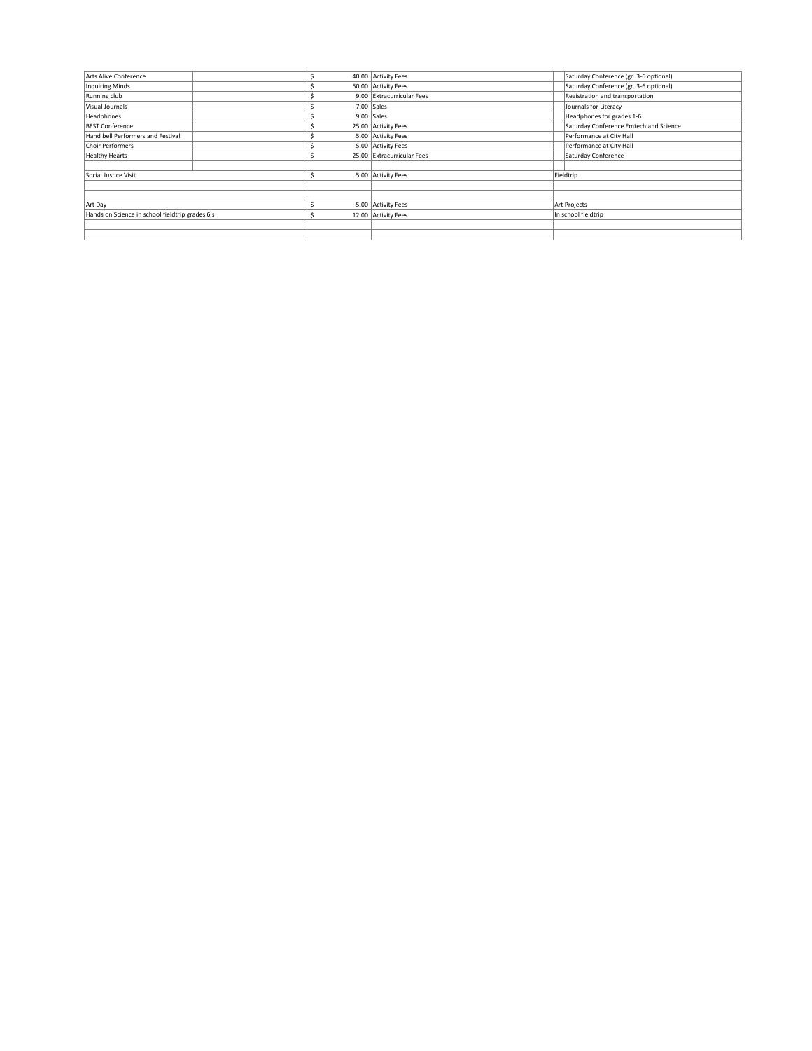| | | | | | | |
|---|---|---|---|---|---|---|
| Arts Alive Conference | | $ | 40.00 | Activity Fees | | Saturday Conference (gr. 3-6 optional) |
| Inquiring Minds | | $ | 50.00 | Activity Fees | | Saturday Conference (gr. 3-6 optional) |
| Running club | | $ | 9.00 | Extracurricular Fees | | Registration and transportation |
| Visual Journals | | $ | 7.00 | Sales | | Journals for Literacy |
| Headphones | | $ | 9.00 | Sales | | Headphones for grades 1-6 |
| BEST Conference | | $ | 25.00 | Activity Fees | | Saturday Conference Emtech and Science |
| Hand bell Performers and Festival | | $ | 5.00 | Activity Fees | | Performance at City Hall |
| Choir Performers | | $ | 5.00 | Activity Fees | | Performance at City Hall |
| Healthy Hearts | | $ | 25.00 | Extracurricular Fees | | Saturday Conference |
| | | | | | | |
| Social Justice Visit | | $ | 5.00 | Activity Fees | Fieldtrip | |
| | | | | | | |
| | | | | | | |
| Art Day | | $ | 5.00 | Activity Fees | Art Projects | |
| Hands on Science in school fieldtrip grades 6's | | $ | 12.00 | Activity Fees | In school fieldtrip | |
| | | | | | | |
| | | | | | | |